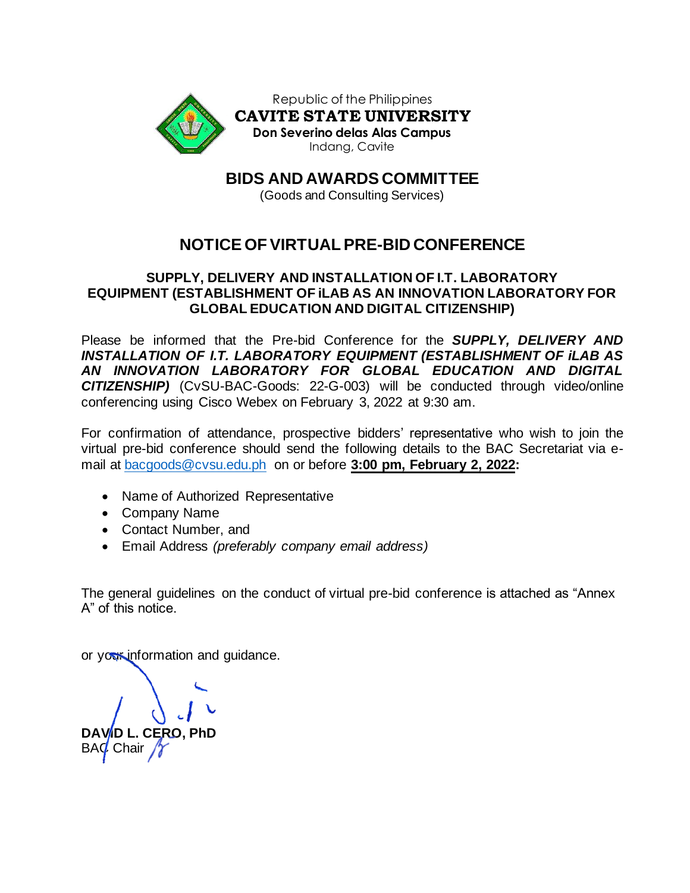Republic of the Philippines

**CAVITE STATE UNIVERSITY**

**Don Severino delas Alas Campus**

Indang, Cavite

## BIDS AND AWARDS COMMITTEE

(Goods and Consulting Services)

# NOTICE OF VIRTUAL PRE-BID CONFERENCE

### SUPPLY, DELIVERY AND INSTALLATION OF I.T. LABORATORY EQUIPMENT (ESTABLISHMENT OF iLAB AS AN INNOVATION LABORATORY FOR GLOBAL EDUCATION AND DIGITAL CITIZENSHIP)

Please be informed that the Pre-bid Conference for the ***SUPPLY, DELIVERY AND INSTALLATION OF I.T. LABORATORY EQUIPMENT (ESTABLISHMENT OF iLAB AS AN INNOVATION LABORATORY FOR GLOBAL EDUCATION AND DIGITAL CITIZENSHIP)*** (CvSU-BAC-Goods: 22-G-003) will be conducted through video/online conferencing using Cisco Webex on February 3, 2022 at 9:30 am.

For confirmation of attendance, prospective bidders' representative who wish to join the virtual pre-bid conference should send the following details to the BAC Secretariat via e-mail at bacgoods@cvsu.edu.ph on or before **3:00 pm, February 2, 2022:**

- Name of Authorized Representative
- Company Name
- Contact Number, and
- Email Address *(preferably company email address)*

The general guidelines on the conduct of virtual pre-bid conference is attached as "Annex A" of this notice.

or your information and guidance.

**DAVID L. CERO, PhD**
BAC Chair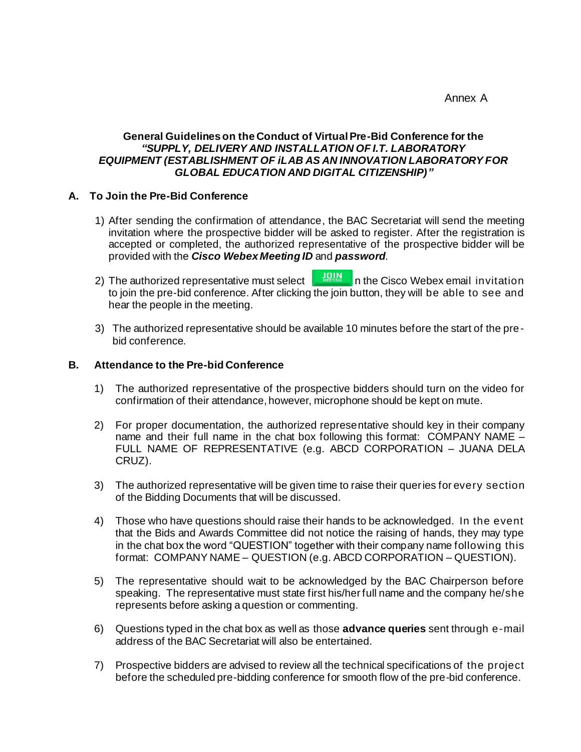Annex A

**General Guidelines on the Conduct of Virtual Pre-Bid Conference for the *"SUPPLY, DELIVERY AND INSTALLATION OF I.T. LABORATORY EQUIPMENT (ESTABLISHMENT OF iLAB AS AN INNOVATION LABORATORY FOR GLOBAL EDUCATION AND DIGITAL CITIZENSHIP)"***

## A. To Join the Pre-Bid Conference

1) After sending the confirmation of attendance, the BAC Secretariat will send the meeting invitation where the prospective bidder will be asked to register. After the registration is accepted or completed, the authorized representative of the prospective bidder will be provided with the ***Cisco Webex Meeting ID*** and ***password***.

2) The authorized representative must select JOIN MEETING n the Cisco Webex email invitation to join the pre-bid conference. After clicking the join button, they will be able to see and hear the people in the meeting.

3) The authorized representative should be available 10 minutes before the start of the pre-bid conference.

## B. Attendance to the Pre-bid Conference

1) The authorized representative of the prospective bidders should turn on the video for confirmation of their attendance, however, microphone should be kept on mute.

2) For proper documentation, the authorized representative should key in their company name and their full name in the chat box following this format: COMPANY NAME – FULL NAME OF REPRESENTATIVE (e.g. ABCD CORPORATION – JUANA DELA CRUZ).

3) The authorized representative will be given time to raise their queries for every section of the Bidding Documents that will be discussed.

4) Those who have questions should raise their hands to be acknowledged. In the event that the Bids and Awards Committee did not notice the raising of hands, they may type in the chat box the word "QUESTION" together with their company name following this format: COMPANY NAME – QUESTION (e.g. ABCD CORPORATION – QUESTION).

5) The representative should wait to be acknowledged by the BAC Chairperson before speaking. The representative must state first his/her full name and the company he/she represents before asking a question or commenting.

6) Questions typed in the chat box as well as those **advance queries** sent through e-mail address of the BAC Secretariat will also be entertained.

7) Prospective bidders are advised to review all the technical specifications of the project before the scheduled pre-bidding conference for smooth flow of the pre-bid conference.